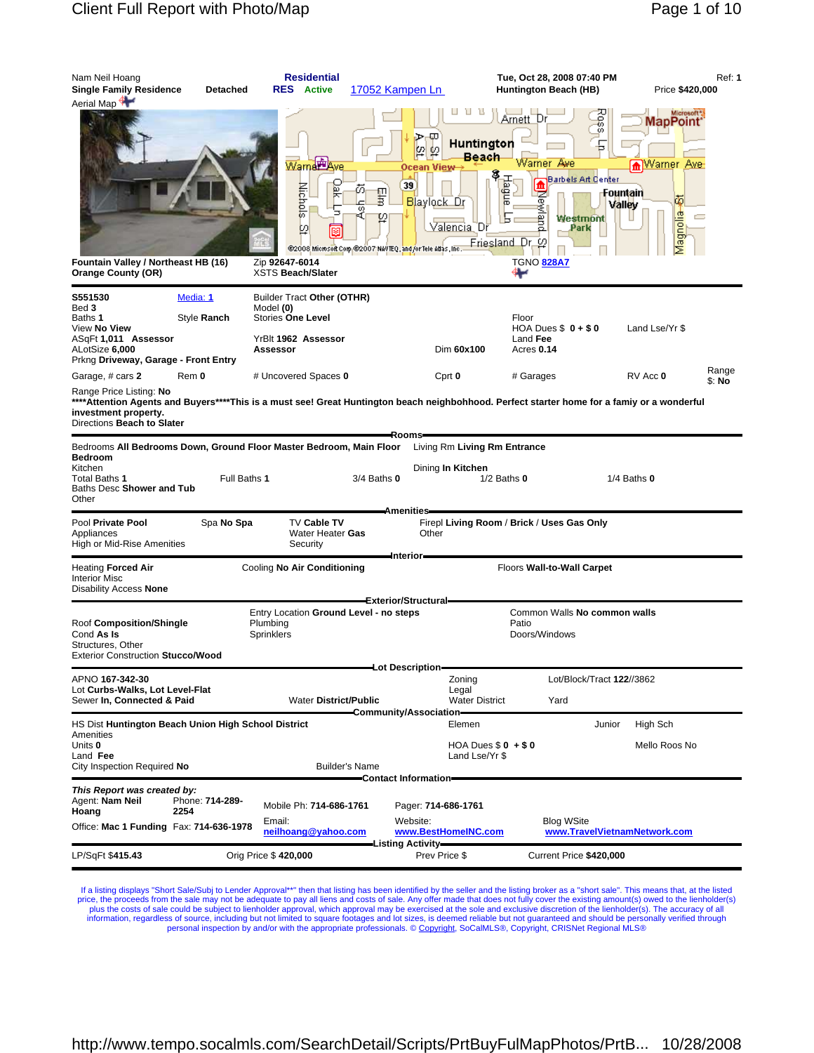Nam Neil Hoang | **Residential** | Tue, Oct 28, 2008 07:40 PM | Ref: **1**

**Single Family Residence** **Detached** **RES** **Active** 17052 Kampen Ln **Huntington Beach (HB)** Price **$420,000**

Aerial Map

**Fountain Valley / Northeast HB (16)** Zip **92647-6014** TGNO 828A7
**Orange County (OR)** XSTS **Beach/Slater**

---

**S551530** Media: 1 Builder Tract **Other (OTHR)**
Bed **3** Model **(0)**
Baths **1** Style **Ranch** Stories **One Level** Floor
View **No View** HOA Dues $ **0 + $ 0** Land Lse/Yr $
ASqFt **1,011 Assessor** YrBlt **1962 Assessor** Land **Fee**
ALotSize **6,000** **Assessor** Dim **60x100** Acres **0.14**
Prkng **Driveway, Garage - Front Entry**
Garage, # cars **2** Rem **0** # Uncovered Spaces **0** Cprt **0** # Garages RV Acc **0** Range $: **No**
Range Price Listing: **No**

**\*\*\*\*Attention Agents and Buyers\*\*\*\*This is a must see! Great Huntington beach neighbohhood. Perfect starter home for a famiy or a wonderful investment property.**
Directions **Beach to Slater**

## Rooms

Bedrooms **All Bedrooms Down, Ground Floor Master Bedroom, Main Floor Bedroom**
Living Rm **Living Rm Entrance**
Kitchen
Dining **In Kitchen**
Total Baths **1** Full Baths **1** 3/4 Baths **0** 1/2 Baths **0** 1/4 Baths **0**
Baths Desc **Shower and Tub**
Other

## Amenities

Pool **Private Pool** Spa **No Spa** TV **Cable TV** Firepl **Living Room / Brick / Uses Gas Only**
Appliances Water Heater **Gas** Other
High or Mid-Rise Amenities Security

## Interior

Heating **Forced Air** Cooling **No Air Conditioning** Floors **Wall-to-Wall Carpet**
Interior Misc
Disability Access **None**

## Exterior/Structural

Entry Location **Ground Level - no steps** Common Walls **No common walls**
Roof **Composition/Shingle** Plumbing Patio
Cond **As Is** Sprinklers Doors/Windows
Structures, Other
Exterior Construction **Stucco/Wood**

## Lot Description

APNO **167-342-30** Zoning Lot/Block/Tract **122//3862**
Lot **Curbs-Walks, Lot Level-Flat** Legal
Sewer **In, Connected & Paid** Water **District/Public** Water District Yard

## Community/Association

HS Dist **Huntington Beach Union High School District** Elemen Junior High Sch
Amenities
Units **0** HOA Dues $ **0 + $ 0** Mello Roos **No**
Land **Fee** Land Lse/Yr $
City Inspection Required **No** Builder's Name

## Contact Information

***This Report was created by:***
Agent: **Nam Neil Hoang** Phone: **714-289-2254** Mobile Ph: **714-686-1761** Pager: **714-686-1761**
Office: **Mac 1 Funding** Fax: **714-636-1978** Email: neilhoang@yahoo.com Website: www.BestHomeINC.com Blog WSite www.TravelVietnamNetwork.com

## Listing Activity

LP/SqFt **$415.43** Orig Price **$ 420,000** Prev Price $ Current Price **$420,000**

---

If a listing displays "Short Sale/Subj to Lender Approval\*\*" then that listing has been identified by the seller and the listing broker as a "short sale". This means that, at the listed price, the proceeds from the sale may not be adequate to pay all liens and costs of sale. Any offer made that does not fully cover the existing amount(s) owed to the lienholder(s) plus the costs of sale could be subject to lienholder approval, which approval may be exercised at the sole and exclusive discretion of the lienholder(s). The accuracy of all information, regardless of source, including but not limited to square footages and lot sizes, is deemed reliable but not guaranteed and should be personally verified through personal inspection by and/or with the appropriate professionals. © Copyright, SoCalMLS®, Copyright, CRISNet Regional MLS®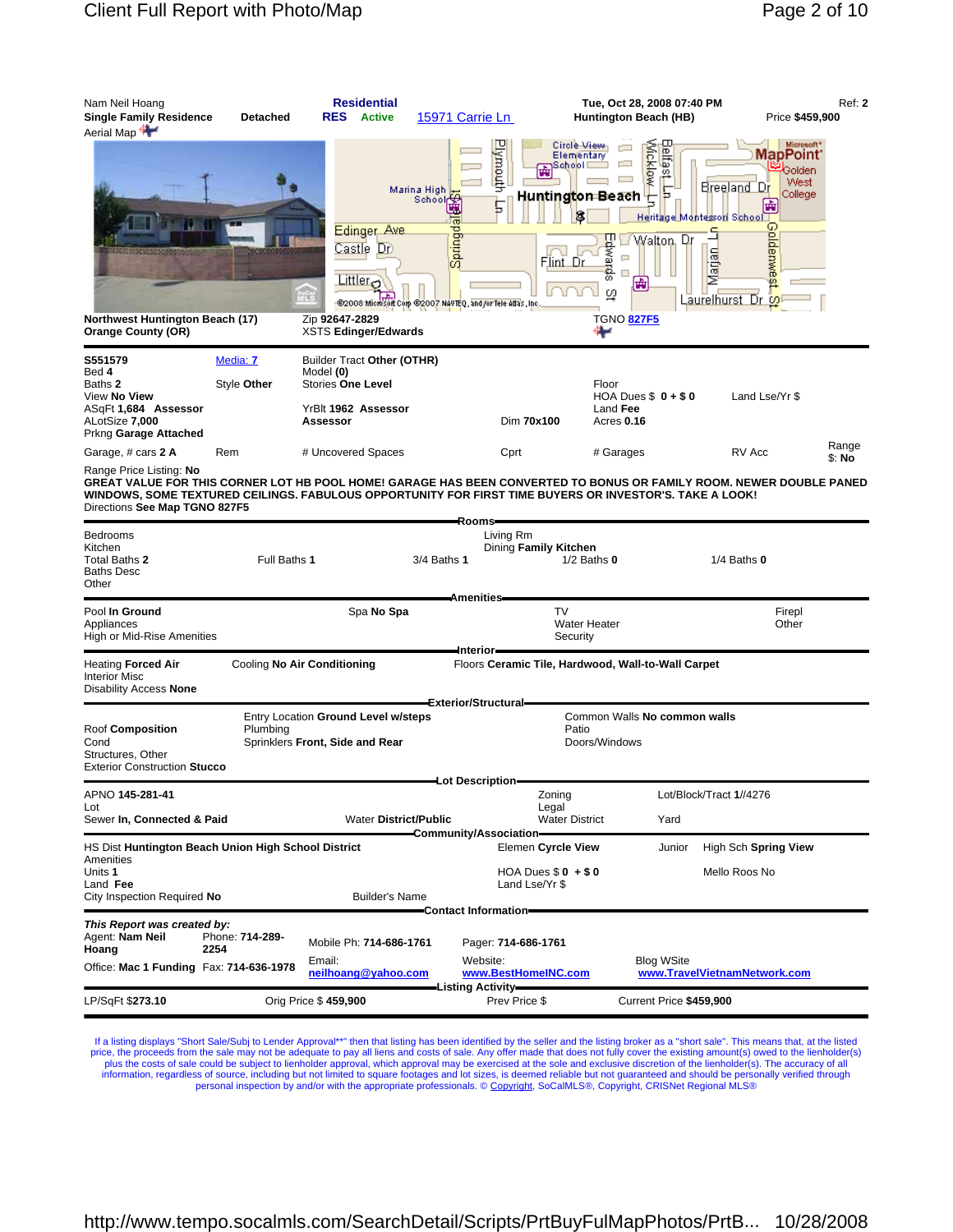Nam Neil Hoang | **Residential** | Tue, Oct 28, 2008 07:40 PM | Ref: 2

**Single Family Residence** **Detached** **RES** **Active** 15971 Carrie Ln **Huntington Beach (HB)** Price **$459,900**

Aerial Map

**Northwest Huntington Beach (17)** Zip **92647-2829** TGNO 827F5

**Orange County (OR)** XSTS **Edinger/Edwards**

**S551579** Media: 7 Builder Tract **Other (OTHR)**
Bed **4** Model **(0)**
Baths **2** Style **Other** Stories **One Level** Floor
View **No View** HOA Dues $ **0 + $ 0** Land Lse/Yr $
ASqFt **1,684 Assessor** YrBlt **1962 Assessor** Land **Fee**
ALotSize **7,000** **Assessor** Dim **70x100** Acres **0.16**
Prkng **Garage Attached**
Garage, # cars **2 A** Rem # Uncovered Spaces Cprt # Garages RV Acc Range $: **No**
Range Price Listing: **No**

**GREAT VALUE FOR THIS CORNER LOT HB POOL HOME! GARAGE HAS BEEN CONVERTED TO BONUS OR FAMILY ROOM. NEWER DOUBLE PANED WINDOWS, SOME TEXTURED CEILINGS. FABULOUS OPPORTUNITY FOR FIRST TIME BUYERS OR INVESTOR'S. TAKE A LOOK!**

Directions **See Map TGNO 827F5**

## Rooms

Bedrooms
Kitchen
Living Rm
Dining **Family Kitchen**
Total Baths **2** Full Baths **1** 3/4 Baths **1** 1/2 Baths **0** 1/4 Baths **0**
Baths Desc
Other

## Amenities

Pool **In Ground** Spa **No Spa** TV Firepl
Appliances Water Heater Other
High or Mid-Rise Amenities Security

## Interior

Heating **Forced Air** Cooling **No Air Conditioning** Floors **Ceramic Tile, Hardwood, Wall-to-Wall Carpet**
Interior Misc
Disability Access **None**

## Exterior/Structural

Entry Location **Ground Level w/steps** Common Walls **No common walls**
Roof **Composition** Plumbing Patio
Cond Sprinklers **Front, Side and Rear** Doors/Windows
Structures, Other
Exterior Construction **Stucco**

## Lot Description

APNO **145-281-41** Zoning Lot/Block/Tract **1//4276**
Lot Legal
Sewer **In, Connected & Paid** Water **District/Public** Water District Yard

## Community/Association

HS Dist **Huntington Beach Union High School District** Elemen **Cyrcle View** Junior High Sch **Spring View**
Amenities
Units **1** HOA Dues $ **0 + $ 0** Mello Roos No
Land **Fee** Land Lse/Yr $
City Inspection Required **No** Builder's Name

## Contact Information

***This Report was created by:***
Agent: **Nam Neil Hoang** Phone: **714-289-2254** Mobile Ph: **714-686-1761** Pager: **714-686-1761**
Office: **Mac 1 Funding** Fax: **714-636-1978** Email: **neilhoang@yahoo.com** Website: **www.BestHomeINC.com** Blog WSite **www.TravelVietnamNetwork.com**

## Listing Activity

LP/SqFt **$273.10** Orig Price $ **459,900** Prev Price $ Current Price **$459,900**

If a listing displays "Short Sale/Subj to Lender Approval**" then that listing has been identified by the seller and the listing broker as a "short sale". This means that, at the listed price, the proceeds from the sale may not be adequate to pay all liens and costs of sale. Any offer made that does not fully cover the existing amount(s) owed to the lienholder(s) plus the costs of sale could be subject to lienholder approval, which approval may be exercised at the sole and exclusive discretion of the lienholder(s). The accuracy of all information, regardless of source, including but not limited to square footages and lot sizes, is deemed reliable but not guaranteed and should be personally verified through personal inspection by and/or with the appropriate professionals. © Copyright, SoCalMLS®, Copyright, CRISNet Regional MLS®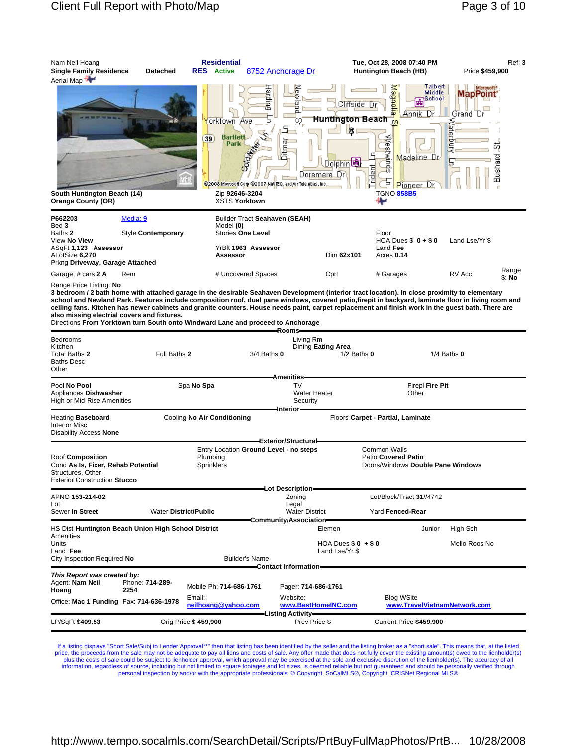Nam Neil Hoang
**Single Family Residence** **Detached** **Residential** **RES** **Active** 8752 Anchorage Dr **Tue, Oct 28, 2008 07:40 PM** **Huntington Beach (HB)** Ref: **3** Price **$459,900**

Aerial Map

**South Huntington Beach (14)**
**Orange County (OR)**

Zip **92646-3204**
XSTS **Yorktown**

TGNO 858B5

**P662203** Media: 9
Bed **3**
Baths **2** Style **Contemporary**
View **No View**
ASqFt **1,123** **Assessor**
ALotSize **6,270**
Prkng **Driveway, Garage Attached**

Builder Tract **Seahaven (SEAH)**
Model **(0)**
Stories **One Level**
YrBlt **1963** **Assessor**
**Assessor** Dim **62x101**

Floor
HOA Dues $ **0 + $ 0** Land Lse/Yr $
Land **Fee**
Acres **0.14**

Garage, # cars **2 A** Rem | # Uncovered Spaces | Cprt | # Garages | RV Acc | Range $: **No**

Range Price Listing: **No**

**3 bedroom / 2 bath home with attached garage in the desirable Seahaven Development (interior tract location). In close proximity to elementary school and Newland Park. Features include composition roof, dual pane windows, covered patio,firepit in backyard, laminate floor in living room and ceiling fans. Kitchen has newer cabinets and granite counters. House needs paint, carpet replacement and finish work in the guest bath. There are also missing electrial covers and fixtures.**

Directions **From Yorktown turn South onto Windward Lane and proceed to Anchorage**

## Rooms

Bedrooms
Kitchen
Total Baths **2** Full Baths **2** 3/4 Baths **0** 1/2 Baths **0** 1/4 Baths **0**
Baths Desc
Other
Living Rm
Dining **Eating Area**

## Amenities

Pool **No Pool** Spa **No Spa**
Appliances **Dishwasher**
High or Mid-Rise Amenities
TV
Water Heater
Security
Firepl **Fire Pit**
Other

## Interior

Heating **Baseboard** Cooling **No Air Conditioning** Floors **Carpet - Partial, Laminate**
Interior Misc
Disability Access **None**

## Exterior/Structural

Roof **Composition**
Cond **As Is, Fixer, Rehab Potential**
Structures, Other
Exterior Construction **Stucco**
Entry Location **Ground Level - no steps**
Plumbing
Sprinklers
Common Walls
Patio **Covered Patio**
Doors/Windows **Double Pane Windows**

## Lot Description

APNO **153-214-02**
Lot
Sewer **In Street** Water **District/Public**
Zoning
Legal
Water District
Lot/Block/Tract **31//4742**
Yard **Fenced-Rear**

## Community/Association

HS Dist **Huntington Beach Union High School District**
Amenities
Units
Land **Fee**
City Inspection Required **No**
Builder's Name
Elemen
HOA Dues $ **0** + $ **0**
Land Lse/Yr $
Junior
High Sch
Mello Roos No

## Contact Information

***This Report was created by:***
Agent: **Nam Neil Hoang** Phone: **714-289-2254**
Office: **Mac 1 Funding** Fax: **714-636-1978**
Mobile Ph: **714-686-1761**
Email: **neilhoang@yahoo.com**
Pager: **714-686-1761**
Website: **www.BestHomeINC.com**
Blog WSite **www.TravelVietnamNetwork.com**

## Listing Activity

LP/SqFt **$409.53** | Orig Price $ **459,900** | Prev Price $ | Current Price **$459,900**

If a listing displays "Short Sale/Subj to Lender Approval**" then that listing has been identified by the seller and the listing broker as a "short sale". This means that, at the listed price, the proceeds from the sale may not be adequate to pay all liens and costs of sale. Any offer made that does not fully cover the existing amount(s) owed to the lienholder(s) plus the costs of sale could be subject to lienholder approval, which approval may be exercised at the sole and exclusive discretion of the lienholder(s). The accuracy of all information, regardless of source, including but not limited to square footages and lot sizes, is deemed reliable but not guaranteed and should be personally verified through personal inspection by and/or with the appropriate professionals. © Copyright, SoCalMLS®, Copyright, CRISNet Regional MLS®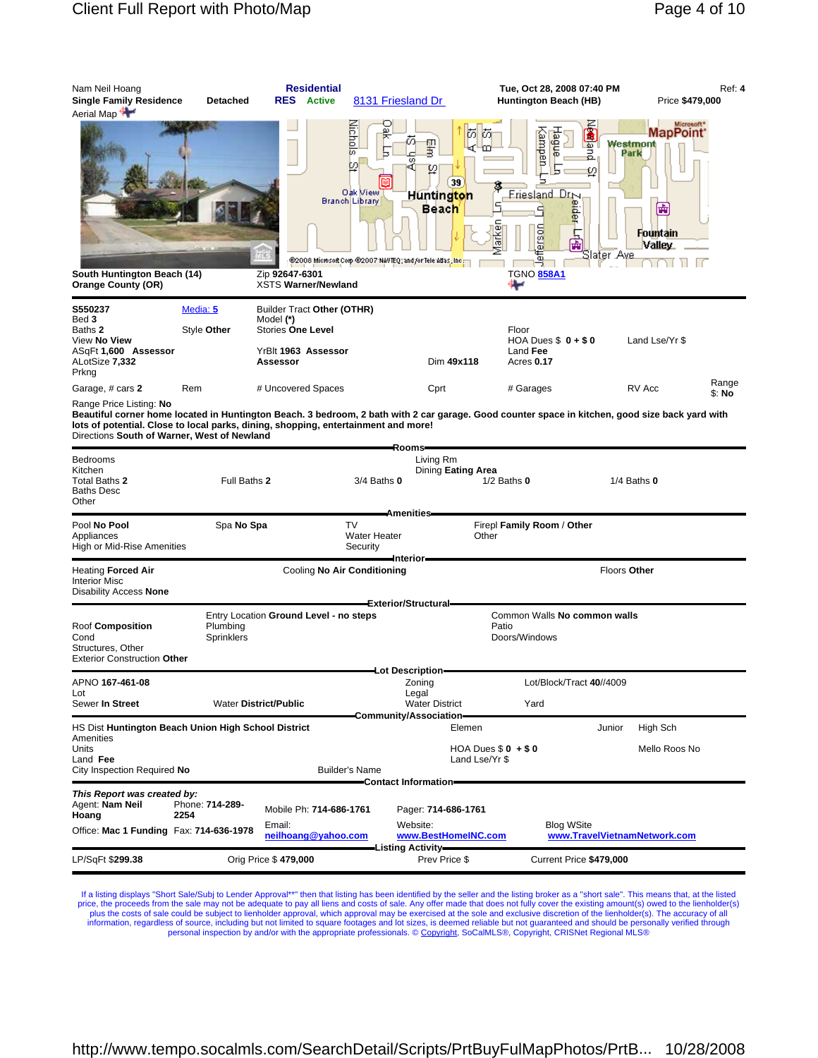Nam Neil Hoang | **Residential** | **Tue, Oct 28, 2008 07:40 PM** | Ref: **4**

**Single Family Residence** **Detached** **RES** **Active** 8131 Friesland Dr **Huntington Beach (HB)** Price **$479,000**

Aerial Map

**South Huntington Beach (14)**
**Orange County (OR)**

Zip **92647-6301**
XSTS **Warner/Newland**

TGNO 858A1

| | | | | | | |
|---|---|---|---|---|---|---|
| **S550237** | Media: 5 | Builder Tract **Other (OTHR)** | | | | |
| Bed **3** | | Model **(*)** | | | | |
| Baths **2** | Style **Other** | Stories **One Level** | | Floor | | |
| View **No View** | | | | HOA Dues $ **0 + $ 0** | Land Lse/Yr $ | |
| ASqFt **1,600 Assessor** | | YrBlt **1963 Assessor** | | Land **Fee** | | |
| ALotSize **7,332** | | **Assessor** | Dim **49x118** | Acres **0.17** | | |
| Prkng | | | | | | |
| Garage, # cars **2** | Rem | # Uncovered Spaces | Cprt | # Garages | RV Acc | Range $: **No** |

Range Price Listing: **No**

**Beautiful corner home located in Huntington Beach. 3 bedroom, 2 bath with 2 car garage. Good counter space in kitchen, good size back yard with lots of potential. Close to local parks, dining, shopping, entertainment and more!**

Directions **South of Warner, West of Newland**

## Rooms

| | | | | |
|---|---|---|---|---|
| Bedrooms | | | Living Rm | |
| Kitchen | | | Dining **Eating Area** | |
| Total Baths **2** | Full Baths **2** | 3/4 Baths **0** | 1/2 Baths **0** | 1/4 Baths **0** |
| Baths Desc | | | | |
| Other | | | | |

## Amenities

| | | | |
|---|---|---|---|
| Pool **No Pool** | Spa **No Spa** | TV | Firepl **Family Room / Other** |
| Appliances | | Water Heater | Other |
| High or Mid-Rise Amenities | | Security | |

## Interior

| | | |
|---|---|---|
| Heating **Forced Air** | Cooling **No Air Conditioning** | Floors **Other** |
| Interior Misc | | |
| Disability Access **None** | | |

## Exterior/Structural

| | | |
|---|---|---|
| | Entry Location **Ground Level - no steps** | Common Walls **No common walls** |
| Roof **Composition** | Plumbing | Patio |
| Cond | Sprinklers | Doors/Windows |
| Structures, Other | | |
| Exterior Construction **Other** | | |

## Lot Description

| | | | |
|---|---|---|---|
| APNO **167-461-08** | | Zoning | Lot/Block/Tract **40//4009** |
| Lot | | Legal | |
| Sewer **In Street** | Water **District/Public** | Water District | Yard |

## Community/Association

| | | | | |
|---|---|---|---|---|
| HS Dist **Huntington Beach Union High School District** | | Elemen | Junior | High Sch |
| Amenities | | | | |
| Units | | HOA Dues $ **0** + $ **0** | | Mello Roos No |
| Land **Fee** | | Land Lse/Yr $ | | |
| City Inspection Required **No** | Builder's Name | | | |

## Contact Information

***This Report was created by:***

| | | | | |
|---|---|---|---|---|
| Agent: **Nam Neil Hoang** | Phone: **714-289-2254** | Mobile Ph: **714-686-1761** | Pager: **714-686-1761** | |
| Office: **Mac 1 Funding** | Fax: **714-636-1978** | Email: **neilhoang@yahoo.com** | Website: **www.BestHomeINC.com** | Blog WSite **www.TravelVietnamNetwork.com** |

## Listing Activity

| | | | |
|---|---|---|---|
| LP/SqFt **$299.38** | Orig Price $ **479,000** | Prev Price $ | Current Price **$479,000** |

If a listing displays "Short Sale/Subj to Lender Approval**" then that listing has been identified by the seller and the listing broker as a "short sale". This means that, at the listed price, the proceeds from the sale may not be adequate to pay all liens and costs of sale. Any offer made that does not fully cover the existing amount(s) owed to the lienholder(s) plus the costs of sale could be subject to lienholder approval, which approval may be exercised at the sole and exclusive discretion of the lienholder(s). The accuracy of all information, regardless of source, including but not limited to square footages and lot sizes, is deemed reliable but not guaranteed and should be personally verified through personal inspection by and/or with the appropriate professionals. © Copyright, SoCalMLS®, Copyright, CRISNet Regional MLS®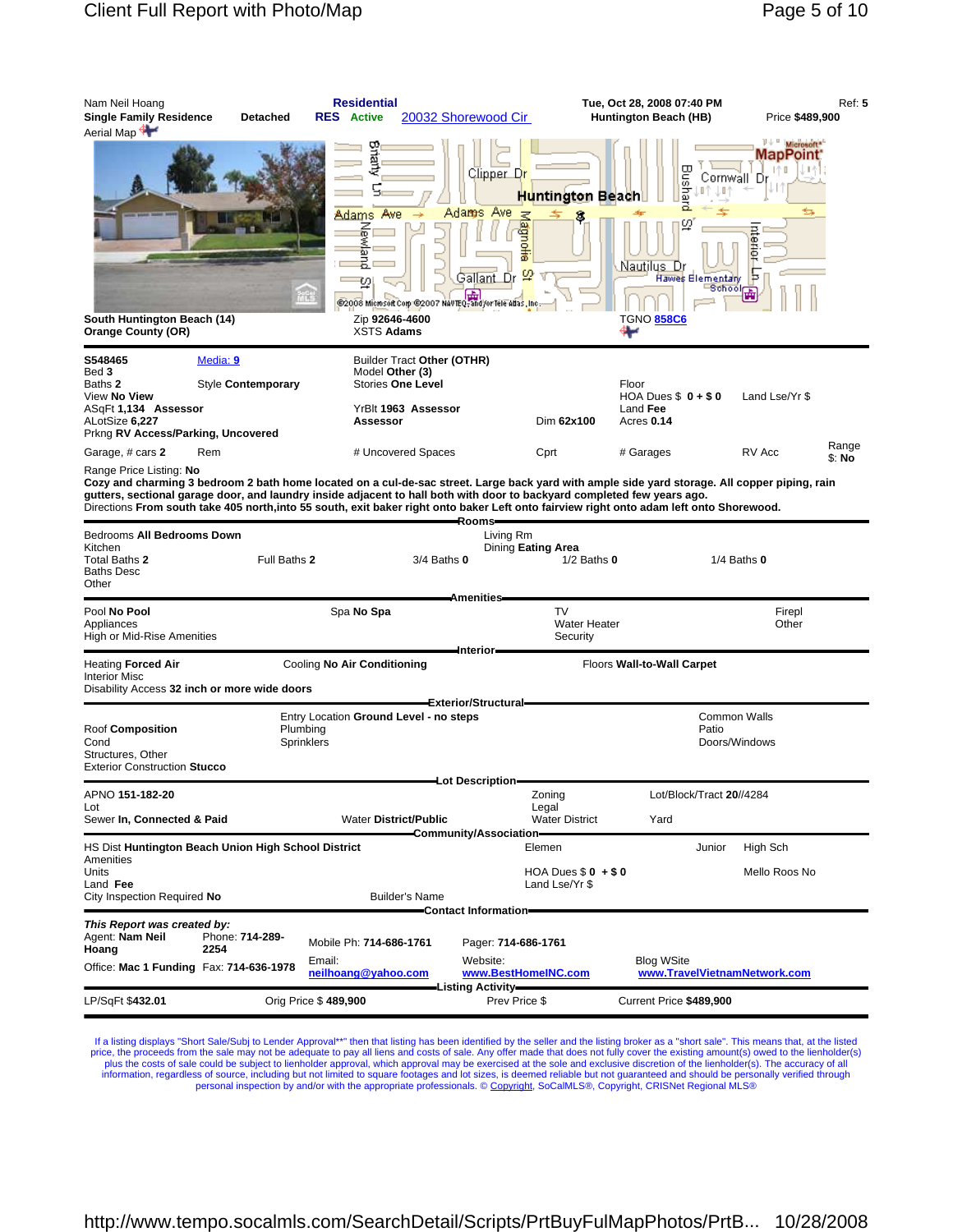Nam Neil Hoang | **Residential** | **Tue, Oct 28, 2008 07:40 PM** | Ref: **5**

**Single Family Residence** **Detached** **RES** **Active** 20032 Shorewood Cir **Huntington Beach (HB)** Price **$489,900**

Aerial Map

**South Huntington Beach (14)**
**Orange County (OR)**

Zip **92646-4600**
XSTS **Adams**

TGNO **858C6**

| | | | | | |
|---|---|---|---|---|---|
| **S548465** | Media: 9 | Builder Tract **Other (OTHR)** | | | |
| Bed **3** | | Model **Other (3)** | | | |
| Baths **2** | Style **Contemporary** | Stories **One Level** | | Floor | |
| View **No View** | | | | HOA Dues $ **0 + $ 0** | Land Lse/Yr $ |
| ASqFt **1,134 Assessor** | | YrBlt **1963 Assessor** | | Land **Fee** | |
| ALotSize **6,227** | | **Assessor** | Dim **62x100** | Acres **0.14** | |
| Prkng **RV Access/Parking, Uncovered** | | | | | |
| Garage, # cars **2** | Rem | # Uncovered Spaces | Cprt | # Garages | RV Acc | Range $: **No** |

Range Price Listing: **No**

**Cozy and charming 3 bedroom 2 bath home located on a cul-de-sac street. Large back yard with ample side yard storage. All copper piping, rain gutters, sectional garage door, and laundry inside adjacent to hall both with door to backyard completed few years ago.**

Directions **From south take 405 north,into 55 south, exit baker right onto baker Left onto fairview right onto adam left onto Shorewood.**

## Rooms

Bedrooms **All Bedrooms Down**
Kitchen
Total Baths **2** Full Baths **2** 3/4 Baths **0** 1/2 Baths **0** 1/4 Baths **0**
Baths Desc
Other

Living Rm
Dining **Eating Area**

## Amenities

Pool **No Pool**
Appliances
High or Mid-Rise Amenities

Spa **No Spa**

TV
Water Heater
Security

Firepl
Other

## Interior

Heating **Forced Air**
Interior Misc
Disability Access **32 inch or more wide doors**

Cooling **No Air Conditioning**

Floors **Wall-to-Wall Carpet**

## Exterior/Structural

Roof **Composition**
Cond
Structures, Other
Exterior Construction **Stucco**

Entry Location **Ground Level - no steps**
Plumbing
Sprinklers

Common Walls
Patio
Doors/Windows

## Lot Description

APNO **151-182-20**
Lot
Sewer **In, Connected & Paid**

Water **District/Public**

Zoning
Legal
Water District

Lot/Block/Tract **20//4284**
Yard

## Community/Association

HS Dist **Huntington Beach Union High School District**
Amenities
Units
Land **Fee**
City Inspection Required **No**

Builder's Name

Elemen
HOA Dues $ **0** + $ **0**
Land Lse/Yr $

Junior
High Sch
Mello Roos **No**

## Contact Information

***This Report was created by:***
Agent: **Nam Neil Hoang** Phone: **714-289-2254**
Office: **Mac 1 Funding** Fax: **714-636-1978**

Mobile Ph: **714-686-1761**
Email: **neilhoang@yahoo.com**

Pager: **714-686-1761**
Website: **www.BestHomeINC.com**

Blog WSite
**www.TravelVietnamNetwork.com**

## Listing Activity

LP/SqFt **$432.01** Orig Price $ **489,900** Prev Price $ Current Price **$489,900**

If a listing displays "Short Sale/Subj to Lender Approval**" then that listing has been identified by the seller and the listing broker as a "short sale". This means that, at the listed price, the proceeds from the sale may not be adequate to pay all liens and costs of sale. Any offer made that does not fully cover the existing amount(s) owed to the lienholder(s) plus the costs of sale could be subject to lienholder approval, which approval may be exercised at the sole and exclusive discretion of the lienholder(s). The accuracy of all information, regardless of source, including but not limited to square footages and lot sizes, is deemed reliable but not guaranteed and should be personally verified through personal inspection by and/or with the appropriate professionals. © Copyright, SoCalMLS®, Copyright, CRISNet Regional MLS®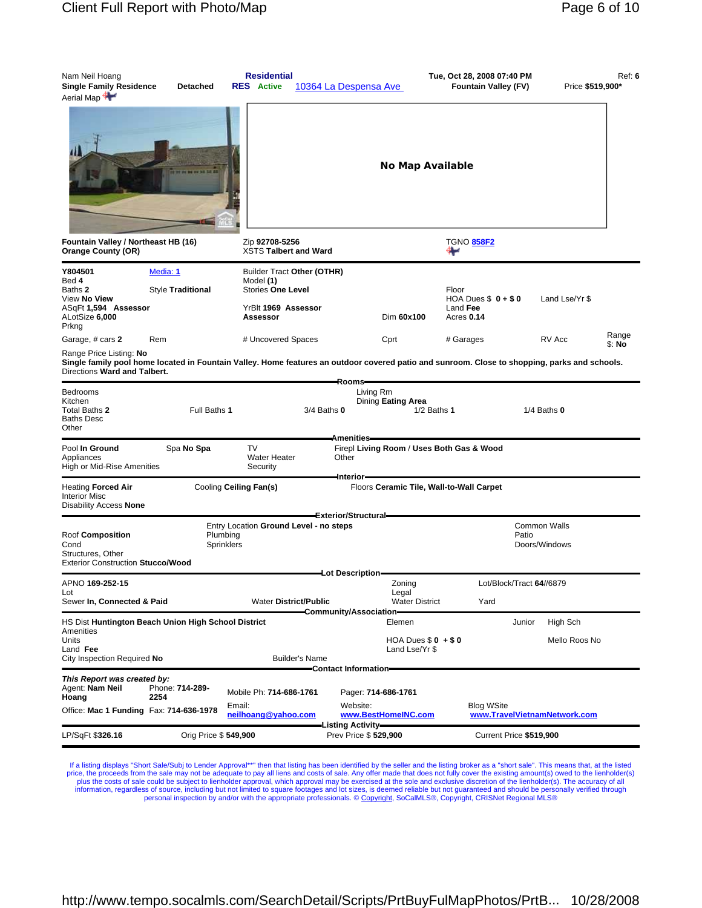Nam Neil Hoang
**Single Family Residence** **Detached**
Aerial Map

**Residential**
**RES** **Active** 10364 La Despensa Ave

**Tue, Oct 28, 2008 07:40 PM**
**Fountain Valley (FV)**

Ref: **6**
Price **$519,900***

**No Map Available**

**Fountain Valley / Northeast HB (16)**
**Orange County (OR)**

Zip **92708-5256**
XSTS **Talbert and Ward**

TGNO 858F2

| | | | | | |
|---|---|---|---|---|---|
| **Y804501** | Media: 1 | Builder Tract **Other (OTHR)** | | | |
| Bed **4** | | Model **(1)** | | | |
| Baths **2** | Style **Traditional** | Stories **One Level** | | Floor | |
| View **No View** | | | | HOA Dues $ **0 + $ 0** | Land Lse/Yr $ |
| ASqFt **1,594 Assessor** | | YrBlt **1969 Assessor** | | Land **Fee** | |
| ALotSize **6,000** | | **Assessor** | Dim **60x100** | Acres **0.14** | |
| Prkng | | | | | |
| Garage, # cars **2** | Rem | # Uncovered Spaces | Cprt | # Garages | RV Acc | Range $: **No** |

Range Price Listing: **No**

**Single family pool home located in Fountain Valley. Home features an outdoor covered patio and sunroom. Close to shopping, parks and schools.**

Directions **Ward and Talbert.**

## Rooms

| | | | | |
|---|---|---|---|---|
| Bedrooms | | | Living Rm | |
| Kitchen | | | Dining **Eating Area** | |
| Total Baths **2** | Full Baths **1** | 3/4 Baths **0** | 1/2 Baths **1** | 1/4 Baths **0** |
| Baths Desc | | | | |
| Other | | | | |

## Amenities

| | | | |
|---|---|---|---|
| Pool **In Ground** | Spa **No Spa** | TV | Firepl **Living Room / Uses Both Gas & Wood** |
| Appliances | | Water Heater | Other |
| High or Mid-Rise Amenities | | Security | |

## Interior

Heating **Forced Air** | Cooling **Ceiling Fan(s)** | Floors **Ceramic Tile, Wall-to-Wall Carpet**

Interior Misc

Disability Access **None**

## Exterior/Structural

| | | |
|---|---|---|
| | Entry Location **Ground Level - no steps** | Common Walls |
| Roof **Composition** | Plumbing | Patio |
| Cond | Sprinklers | Doors/Windows |
| Structures, Other | | |
| Exterior Construction **Stucco/Wood** | | |

## Lot Description

| | | | |
|---|---|---|---|
| APNO **169-252-15** | | Zoning | Lot/Block/Tract **64//6879** |
| Lot | | Legal | |
| Sewer **In, Connected & Paid** | Water **District/Public** | Water District | Yard |

## Community/Association

| | | | | |
|---|---|---|---|---|
| HS Dist **Huntington Beach Union High School District** | | Elemen | Junior | High Sch |
| Amenities | | | | |
| Units | | HOA Dues $ **0 + $ 0** | | Mello Roos **No** |
| Land **Fee** | | Land Lse/Yr $ | | |
| City Inspection Required **No** | Builder's Name | | | |

## Contact Information

***This Report was created by:***

| | | | | |
|---|---|---|---|---|
| Agent: **Nam Neil Hoang** | Phone: **714-289-2254** | Mobile Ph: **714-686-1761** | Pager: **714-686-1761** | |
| Office: **Mac 1 Funding** | Fax: **714-636-1978** | Email: **neilhoang@yahoo.com** | Website: **www.BestHomeINC.com** | Blog WSite **www.TravelVietnamNetwork.com** |

## Listing Activity

| | | | |
|---|---|---|---|
| LP/SqFt **$326.16** | Orig Price $ **549,900** | Prev Price $ **529,900** | Current Price **$519,900** |

If a listing displays "Short Sale/Subj to Lender Approval**" then that listing has been identified by the seller and the listing broker as a "short sale". This means that, at the listed price, the proceeds from the sale may not be adequate to pay all liens and costs of sale. Any offer made that does not fully cover the existing amount(s) owed to the lienholder(s) plus the costs of sale could be subject to lienholder approval, which approval may be exercised at the sole and exclusive discretion of the lienholder(s). The accuracy of all information, regardless of source, including but not limited to square footages and lot sizes, is deemed reliable but not guaranteed and should be personally verified through personal inspection by and/or with the appropriate professionals. © Copyright, SoCalMLS®, Copyright, CRISNet Regional MLS®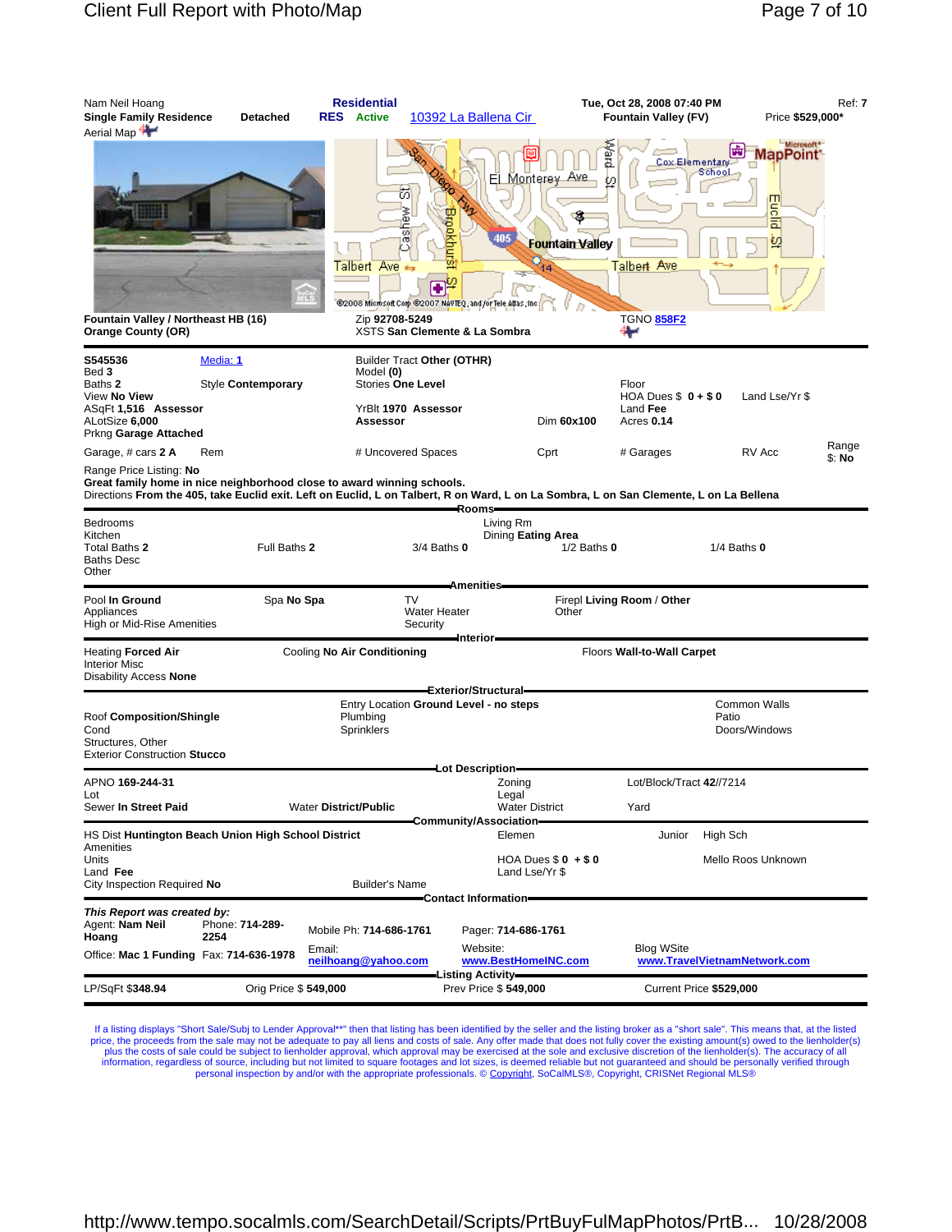Nam Neil Hoang | **Residential** | Tue, Oct 28, 2008 07:40 PM | Ref: **7**

**Single Family Residence** **Detached** **RES** **Active** 10392 La Ballena Cir **Fountain Valley (FV)** Price **$529,000***

Aerial Map

**Fountain Valley / Northeast HB (16)**
**Orange County (OR)**

Zip **92708-5249**
XSTS **San Clemente & La Sombra**

TGNO 858F2

**S545536** Media: 1
Bed **3**
Baths **2** Style **Contemporary**
View **No View**
ASqFt **1,516** **Assessor**
ALotSize **6,000**
Prkng **Garage Attached**

Builder Tract **Other (OTHR)**
Model **(0)**
Stories **One Level**
YrBlt **1970** **Assessor**
**Assessor** Dim **60x100**

Floor
HOA Dues $ **0 + $ 0** Land Lse/Yr $
Land **Fee**
Acres **0.14**

Garage, # cars **2 A** Rem | # Uncovered Spaces | Cprt | # Garages | RV Acc | Range $: **No**

Range Price Listing: **No**
**Great family home in nice neighborhood close to award winning schools.**
Directions **From the 405, take Euclid exit. Left on Euclid, L on Talbert, R on Ward, L on La Sombra, L on San Clemente, L on La Bellena**

## Rooms

Bedrooms
Kitchen
Total Baths **2** Full Baths **2** 3/4 Baths **0** 1/2 Baths **0** 1/4 Baths **0**
Baths Desc
Other
Living Rm
Dining **Eating Area**

## Amenities

Pool **In Ground** Spa **No Spa** TV Firepl **Living Room / Other**
Appliances
Water Heater
Other
High or Mid-Rise Amenities
Security

## Interior

Heating **Forced Air** Cooling **No Air Conditioning** Floors **Wall-to-Wall Carpet**
Interior Misc
Disability Access **None**

## Exterior/Structural

Roof **Composition/Shingle**
Cond
Structures, Other
Exterior Construction **Stucco**
Entry Location **Ground Level - no steps**
Plumbing
Sprinklers
Common Walls
Patio
Doors/Windows

## Lot Description

APNO **169-244-31**
Lot
Sewer **In Street Paid** Water District/**Public**
Zoning
Legal
Water District
Lot/Block/Tract **42//7214**
Yard

## Community/Association

HS Dist **Huntington Beach Union High School District** Elemen Junior High Sch
Amenities
Units HOA Dues $ **0 + $ 0** Mello Roos **Unknown**
Land **Fee** Land Lse/Yr $
City Inspection Required **No** Builder's Name

## Contact Information

*This Report was created by:*
Agent: **Nam Neil Hoang** Phone: **714-289-2254** Mobile Ph: **714-686-1761** Pager: **714-686-1761**
Office: **Mac 1 Funding** Fax: **714-636-1978** Email: neilhoang@yahoo.com Website: www.BestHomeINC.com Blog WSite www.TravelVietnamNetwork.com

## Listing Activity

LP/SqFt **$348.94** Orig Price $ **549,000** Prev Price $ **549,000** Current Price **$529,000**

If a listing displays "Short Sale/Subj to Lender Approval**" then that listing has been identified by the seller and the listing broker as a "short sale". This means that, at the listed price, the proceeds from the sale may not be adequate to pay all liens and costs of sale. Any offer made that does not fully cover the existing amount(s) owed to the lienholder(s) plus the costs of sale could be subject to lienholder approval, which approval may be exercised at the sole and exclusive discretion of the lienholder(s). The accuracy of all information, regardless of source, including but not limited to square footages and lot sizes, is deemed reliable but not guaranteed and should be personally verified through personal inspection by and/or with the appropriate professionals. © Copyright, SoCalMLS®, Copyright, CRISNet Regional MLS®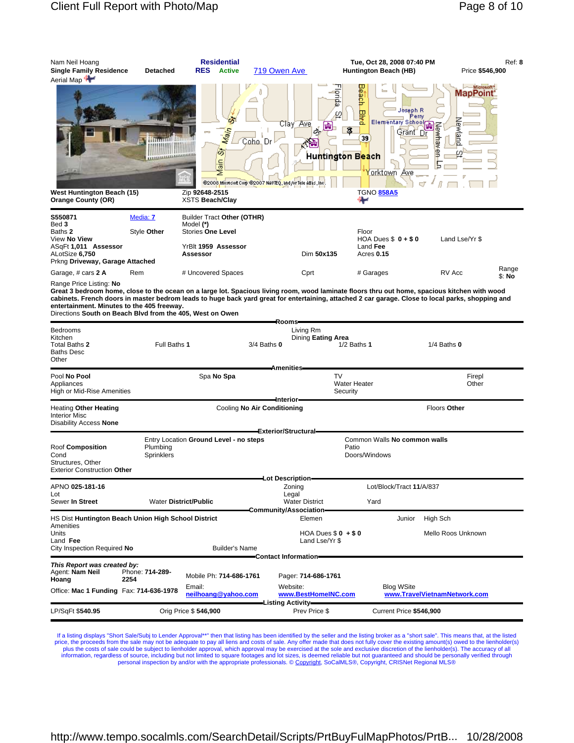Nam Neil Hoang | **Residential** | Tue, Oct 28, 2008 07:40 PM | Ref: **8**

**Single Family Residence** **Detached** | **RES** **Active** | 719 Owen Ave | **Huntington Beach (HB)** | Price **$546,900**

Aerial Map

**West Huntington Beach (15)**
**Orange County (OR)**

Zip **92648-2515**
XSTS **Beach/Clay**

TGNO **858A5**

---

| | | | | | | |
|---|---|---|---|---|---|---|
| **S550871** | Media: 7 | Builder Tract **Other (OTHR)** | | | | |
| Bed **3** | | Model **(*)** | | | | |
| Baths **2** | Style **Other** | Stories **One Level** | | Floor | | |
| View **No View** | | | | HOA Dues $ **0 + $ 0** | Land Lse/Yr $ | |
| ASqFt **1,011** Assessor | | YrBlt **1959** Assessor | | Land **Fee** | | |
| ALotSize **6,750** | | **Assessor** | Dim **50x135** | Acres **0.15** | | |
| Prkng **Driveway, Garage Attached** | | | | | | |
| Garage, # cars **2 A** | Rem | # Uncovered Spaces | Cprt | # Garages | RV Acc | Range $: **No** |

Range Price Listing: **No**

**Great 3 bedroom home, close to the ocean on a large lot. Spacious living room, wood laminate floors thru out home, spacious kitchen with wood cabinets. French doors in master bedrom leads to huge back yard great for entertaining, attached 2 car garage. Close to local parks, shopping and entertainment. Minutes to the 405 freeway.**

Directions **South on Beach Blvd from the 405, West on Owen**

## Rooms

| | | | | |
|---|---|---|---|---|
| Bedrooms | | | Living Rm | |
| Kitchen | | | Dining **Eating Area** | |
| Total Baths **2** | Full Baths **1** | 3/4 Baths **0** | 1/2 Baths **1** | 1/4 Baths **0** |
| Baths Desc | | | | |
| Other | | | | |

## Amenities

| | | | |
|---|---|---|---|
| Pool **No Pool** | Spa **No Spa** | TV | Firepl |
| Appliances | | Water Heater | Other |
| High or Mid-Rise Amenities | | Security | |

## Interior

| | | |
|---|---|---|
| Heating **Other Heating** | Cooling **No Air Conditioning** | Floors **Other** |
| Interior Misc | | |
| Disability Access **None** | | |

## Exterior/Structural

| | | |
|---|---|---|
| | Entry Location **Ground Level - no steps** | Common Walls **No common walls** |
| Roof **Composition** | Plumbing | Patio |
| Cond | Sprinklers | Doors/Windows |
| Structures, Other | | |
| Exterior Construction **Other** | | |

## Lot Description

| | | | |
|---|---|---|---|
| APNO **025-181-16** | | Zoning | Lot/Block/Tract **11/A/837** |
| Lot | | Legal | |
| Sewer **In Street** | Water **District/Public** | Water District | Yard |

## Community/Association

| | | | |
|---|---|---|---|
| HS Dist **Huntington Beach Union High School District** | | Elemen | Junior | High Sch |
| Amenities | | | | |
| Units | | HOA Dues $ **0** + $ **0** | | Mello Roos **Unknown** |
| Land **Fee** | | Land Lse/Yr $ | | |
| City Inspection Required **No** | Builder's Name | | | |

## Contact Information

*This Report was created by:*

| | | | | |
|---|---|---|---|---|
| Agent: **Nam Neil Hoang** | Phone: **714-289-2254** | Mobile Ph: **714-686-1761** | Pager: **714-686-1761** | |
| Office: **Mac 1 Funding** | Fax: **714-636-1978** | Email: **neilhoang@yahoo.com** | Website: **www.BestHomeINC.com** | Blog WSite **www.TravelVietnamNetwork.com** |

## Listing Activity

| | | | |
|---|---|---|---|
| LP/SqFt $**540.95** | Orig Price $ **546,900** | Prev Price $ | Current Price **$546,900** |

If a listing displays "Short Sale/Subj to Lender Approval**" then that listing has been identified by the seller and the listing broker as a "short sale". This means that, at the listed price, the proceeds from the sale may not be adequate to pay all liens and costs of sale. Any offer made that does not fully cover the existing amount(s) owed to the lienholder(s) plus the costs of sale could be subject to lienholder approval, which approval may be exercised at the sole and exclusive discretion of the lienholder(s). The accuracy of all information, regardless of source, including but not limited to square footages and lot sizes, is deemed reliable but not guaranteed and should be personally verified through personal inspection by and/or with the appropriate professionals. © Copyright, SoCalMLS®, Copyright, CRISNet Regional MLS®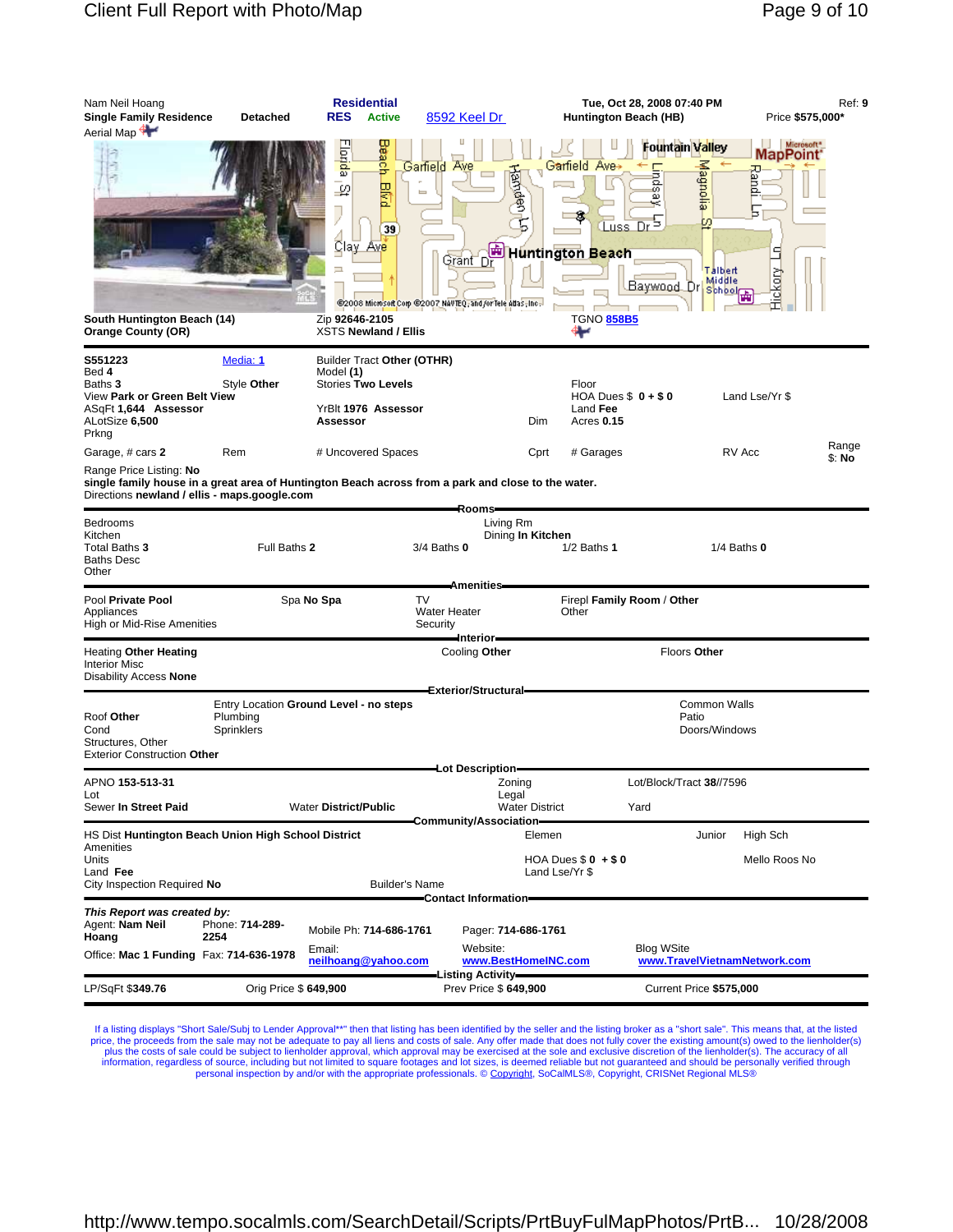Nam Neil Hoang
**Single Family Residence** **Detached**
Aerial Map

**Residential**
**RES** **Active** 8592 Keel Dr

**Tue, Oct 28, 2008 07:40 PM**
**Huntington Beach (HB)**

Ref: **9**
Price **$575,000***

**South Huntington Beach (14)**
**Orange County (OR)**

Zip **92646-2105**
XSTS **Newland / Ellis**

TGNO 858B5

**S551223** Media: 1
Bed **4**
Baths **3** Style **Other**
View **Park or Green Belt View**
ASqFt **1,644** **Assessor**
ALotSize **6,500**
Prkng

Builder Tract **Other (OTHR)**
Model **(1)**
Stories **Two Levels**

YrBlt **1976** **Assessor**
**Assessor**

Dim

Floor
HOA Dues $ **0 + $ 0** Land Lse/Yr $
Land **Fee**
Acres **0.15**

Garage, # cars **2** Rem # Uncovered Spaces Cprt # Garages RV Acc Range $: **No**

Range Price Listing: **No**
**single family house in a great area of Huntington Beach across from a park and close to the water.**
Directions **newland / ellis - maps.google.com**

**Rooms**

Bedrooms
Kitchen
Total Baths **3** Full Baths **2** 3/4 Baths **0** 1/2 Baths **1** 1/4 Baths **0**
Baths Desc
Other

Living Rm
Dining **In Kitchen**

**Amenities**

Pool **Private Pool** Spa **No Spa** TV Firepl **Family Room** / **Other**
Appliances Water Heater Other
High or Mid-Rise Amenities Security

**Interior**

Heating **Other Heating** Cooling **Other** Floors **Other**
Interior Misc
Disability Access **None**

**Exterior/Structural**

Entry Location **Ground Level - no steps** Common Walls
Roof **Other** Plumbing Patio
Cond Sprinklers Doors/Windows
Structures, Other
Exterior Construction **Other**

**Lot Description**

APNO **153-513-31** Zoning Lot/Block/Tract **38//7596**
Lot Legal
Sewer **In Street Paid** Water **District/Public** Water District Yard

**Community/Association**

HS Dist **Huntington Beach Union High School District** Elemen Junior High Sch
Amenities
Units HOA Dues $ **0** + $ **0** Mello Roos No
Land **Fee** Land Lse/Yr $
City Inspection Required **No** Builder's Name

**Contact Information**

***This Report was created by:***
Agent: **Nam Neil Hoang** Phone: **714-289-2254** Mobile Ph: **714-686-1761** Pager: **714-686-1761**
Office: **Mac 1 Funding** Fax: **714-636-1978** Email: **neilhoang@yahoo.com** Website: **www.BestHomeINC.com** Blog WSite **www.TravelVietnamNetwork.com**

**Listing Activity**

LP/SqFt $**349.76** Orig Price $ **649,900** Prev Price $ **649,900** Current Price **$575,000**

If a listing displays "Short Sale/Subj to Lender Approval**" then that listing has been identified by the seller and the listing broker as a "short sale". This means that, at the listed price, the proceeds from the sale may not be adequate to pay all liens and costs of sale. Any offer made that does not fully cover the existing amount(s) owed to the lienholder(s) plus the costs of sale could be subject to lienholder approval, which approval may be exercised at the sole and exclusive discretion of the lienholder(s). The accuracy of all information, regardless of source, including but not limited to square footages and lot sizes, is deemed reliable but not guaranteed and should be personally verified through personal inspection by and/or with the appropriate professionals. © Copyright, SoCalMLS®, Copyright, CRISNet Regional MLS®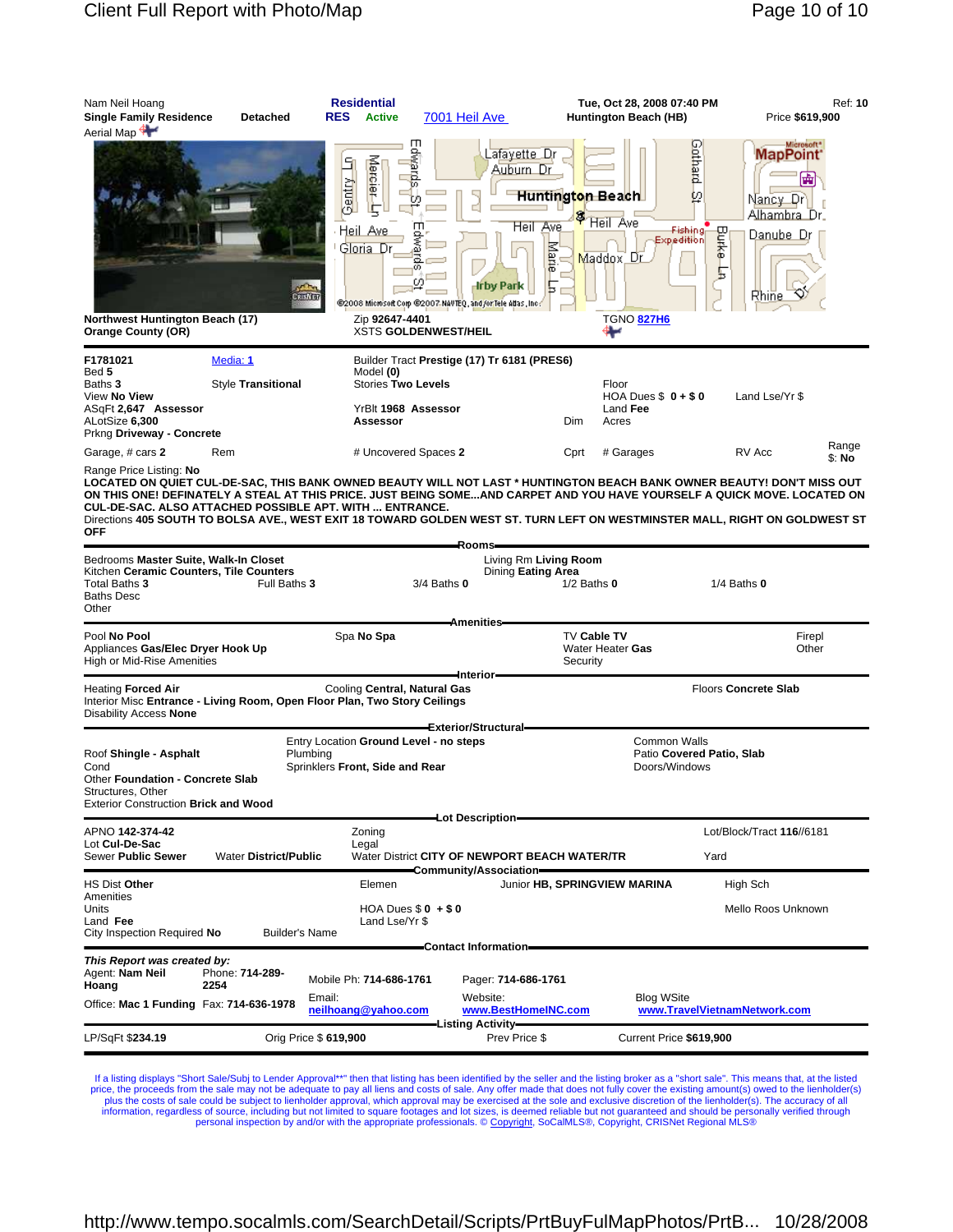Nam Neil Hoang **Residential** Tue, Oct 28, 2008 07:40 PM Ref: 10

**Single Family Residence** **Detached** **RES** **Active** 7001 Heil Ave **Huntington Beach (HB)** Price **$619,900**

Aerial Map

Lafayette Dr
Auburn Dr
Huntington Beach
Heil Ave
Gloria Dr
Heil Ave
Maddox Dr
Irby Park
Fishing Expedition
Nancy Dr
Alhambra Dr
Danube Dr
Rhine
Gentry Ln
Mercier Ln
Edwards St
Marie Ln
Gothard St
Burke Ln
MapPoint
©2008 Microsoft Corp ©2007 NAVTEQ, and/or Tele Atlas, Inc.

**Northwest Huntington Beach (17)** Zip **92647-4401** TGNO 827H6

**Orange County (OR)** XSTS **GOLDENWEST/HEIL**

F1781021 Media: 1 Builder Tract **Prestige (17) Tr 6181 (PRES6)**

Bed **5** Model **(0)**

Baths **3** Style **Transitional** Stories **Two Levels** Floor

View **No View** HOA Dues $ **0 + $ 0** Land Lse/Yr $

ASqFt **2,647 Assessor** YrBlt **1968 Assessor** Land **Fee**

ALotSize **6,300** **Assessor** Dim Acres

Prkng **Driveway - Concrete**

Garage, # cars **2** Rem # Uncovered Spaces **2** Cprt # Garages RV Acc Range $: **No**

Range Price Listing: **No**

**LOCATED ON QUIET CUL-DE-SAC, THIS BANK OWNED BEAUTY WILL NOT LAST * HUNTINGTON BEACH BANK OWNER BEAUTY! DON'T MISS OUT ON THIS ONE! DEFINATELY A STEAL AT THIS PRICE. JUST BEING SOME...AND CARPET AND YOU HAVE YOURSELF A QUICK MOVE. LOCATED ON CUL-DE-SAC. ALSO ATTACHED POSSIBLE APT. WITH ... ENTRANCE.**

Directions **405 SOUTH TO BOLSA AVE., WEST EXIT 18 TOWARD GOLDEN WEST ST. TURN LEFT ON WESTMINSTER MALL, RIGHT ON GOLDWEST ST OFF**

## Rooms

Bedrooms **Master Suite, Walk-In Closet** Living Rm **Living Room**

Kitchen **Ceramic Counters, Tile Counters** Dining **Eating Area**

Total Baths **3** Full Baths **3** 3/4 Baths **0** 1/2 Baths **0** 1/4 Baths **0**

Baths Desc

Other

## Amenities

Pool **No Pool** Spa **No Spa** TV **Cable TV** Firepl

Appliances **Gas/Elec Dryer Hook Up** Water Heater **Gas** Other

High or Mid-Rise Amenities Security

## Interior

Heating **Forced Air** Cooling **Central, Natural Gas** Floors **Concrete Slab**

Interior Misc **Entrance - Living Room, Open Floor Plan, Two Story Ceilings**

Disability Access **None**

## Exterior/Structural

Entry Location **Ground Level - no steps** Common Walls

Roof **Shingle - Asphalt** Plumbing Patio **Covered Patio, Slab**

Cond Sprinklers **Front, Side and Rear** Doors/Windows

Other **Foundation - Concrete Slab**

Structures, Other

Exterior Construction **Brick and Wood**

## Lot Description

APNO **142-374-42** Zoning Lot/Block/Tract **116//6181**

Lot **Cul-De-Sac** Legal

Sewer **Public Sewer** Water **District/Public** Water District **CITY OF NEWPORT BEACH WATER/TR** Yard

## Community/Association

HS Dist **Other** Elemen Junior **HB, SPRINGVIEW MARINA** High Sch

Amenities

Units HOA Dues $ **0** + $ **0** Mello Roos Unknown

Land **Fee** Land Lse/Yr $

City Inspection Required **No** Builder's Name

## Contact Information

***This Report was created by:***

Agent: **Nam Neil Hoang** Phone: **714-289-2254** Mobile Ph: **714-686-1761** Pager: **714-686-1761**

Office: **Mac 1 Funding** Fax: **714-636-1978** Email: **neilhoang@yahoo.com** Website: **www.BestHomeINC.com** Blog WSite **www.TravelVietnamNetwork.com**

## Listing Activity

LP/SqFt **$234.19** Orig Price $ **619,900** Prev Price $ Current Price **$619,900**

If a listing displays "Short Sale/Subj to Lender Approval**" then that listing has been identified by the seller and the listing broker as a "short sale". This means that, at the listed price, the proceeds from the sale may not be adequate to pay all liens and costs of sale. Any offer made that does not fully cover the existing amount(s) owed to the lienholder(s) plus the costs of sale could be subject to lienholder approval, which approval may be exercised at the sole and exclusive discretion of the lienholder(s). The accuracy of all information, regardless of source, including but not limited to square footages and lot sizes, is deemed reliable but not guaranteed and should be personally verified through personal inspection by and/or with the appropriate professionals. © Copyright, SoCalMLS®, Copyright, CRISNet Regional MLS®